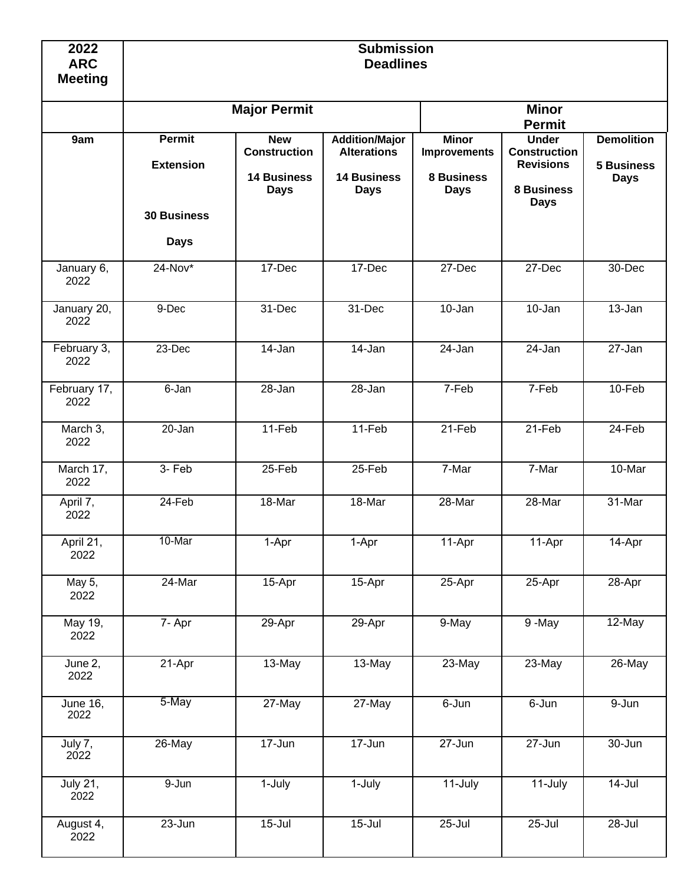| 2022 ARC Meeting | Submission Deadlines | | | | | |
|---|---|---|---|---|---|---|
| | Major Permit | | | Minor Permit | | |
| 9am | Permit Extension 30 Business Days | New Construction 14 Business Days | Addition/Major Alterations 14 Business Days | Minor Improvements 8 Business Days | Under Construction Revisions 8 Business Days | Demolition 5 Business Days |
| January 6, 2022 | 24-Nov* | 17-Dec | 17-Dec | 27-Dec | 27-Dec | 30-Dec |
| January 20, 2022 | 9-Dec | 31-Dec | 31-Dec | 10-Jan | 10-Jan | 13-Jan |
| February 3, 2022 | 23-Dec | 14-Jan | 14-Jan | 24-Jan | 24-Jan | 27-Jan |
| February 17, 2022 | 6-Jan | 28-Jan | 28-Jan | 7-Feb | 7-Feb | 10-Feb |
| March 3, 2022 | 20-Jan | 11-Feb | 11-Feb | 21-Feb | 21-Feb | 24-Feb |
| March 17, 2022 | 3- Feb | 25-Feb | 25-Feb | 7-Mar | 7-Mar | 10-Mar |
| April 7, 2022 | 24-Feb | 18-Mar | 18-Mar | 28-Mar | 28-Mar | 31-Mar |
| April 21, 2022 | 10-Mar | 1-Apr | 1-Apr | 11-Apr | 11-Apr | 14-Apr |
| May 5, 2022 | 24-Mar | 15-Apr | 15-Apr | 25-Apr | 25-Apr | 28-Apr |
| May 19, 2022 | 7- Apr | 29-Apr | 29-Apr | 9-May | 9 -May | 12-May |
| June 2, 2022 | 21-Apr | 13-May | 13-May | 23-May | 23-May | 26-May |
| June 16, 2022 | 5-May | 27-May | 27-May | 6-Jun | 6-Jun | 9-Jun |
| July 7, 2022 | 26-May | 17-Jun | 17-Jun | 27-Jun | 27-Jun | 30-Jun |
| July 21, 2022 | 9-Jun | 1-July | 1-July | 11-July | 11-July | 14-Jul |
| August 4, 2022 | 23-Jun | 15-Jul | 15-Jul | 25-Jul | 25-Jul | 28-Jul |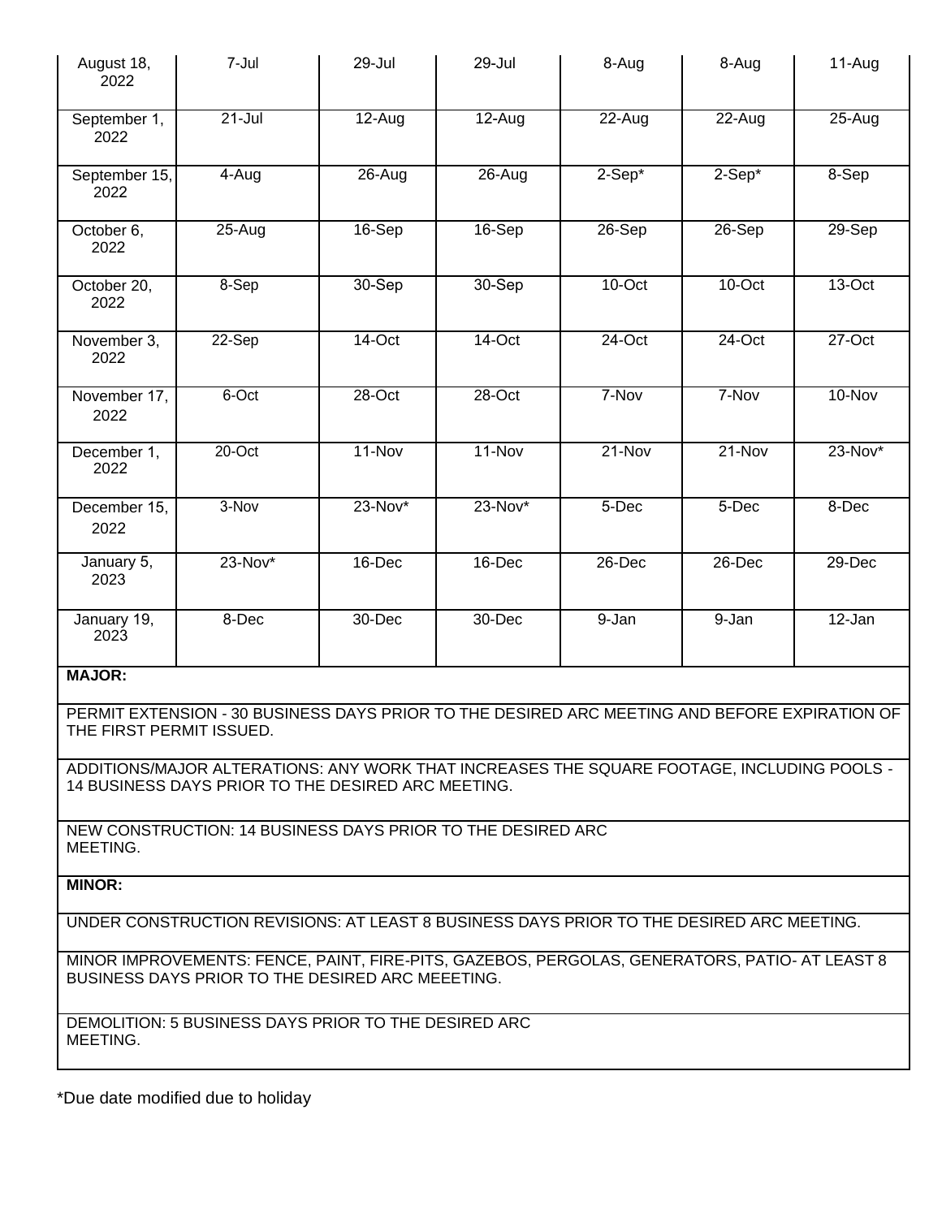| | | | | | | |
|---|---|---|---|---|---|---|
| August 18, 2022 | 7-Jul | 29-Jul | 29-Jul | 8-Aug | 8-Aug | 11-Aug |
| September 1, 2022 | 21-Jul | 12-Aug | 12-Aug | 22-Aug | 22-Aug | 25-Aug |
| September 15, 2022 | 4-Aug | 26-Aug | 26-Aug | 2-Sep* | 2-Sep* | 8-Sep |
| October 6, 2022 | 25-Aug | 16-Sep | 16-Sep | 26-Sep | 26-Sep | 29-Sep |
| October 20, 2022 | 8-Sep | 30-Sep | 30-Sep | 10-Oct | 10-Oct | 13-Oct |
| November 3, 2022 | 22-Sep | 14-Oct | 14-Oct | 24-Oct | 24-Oct | 27-Oct |
| November 17, 2022 | 6-Oct | 28-Oct | 28-Oct | 7-Nov | 7-Nov | 10-Nov |
| December 1, 2022 | 20-Oct | 11-Nov | 11-Nov | 21-Nov | 21-Nov | 23-Nov* |
| December 15, 2022 | 3-Nov | 23-Nov* | 23-Nov* | 5-Dec | 5-Dec | 8-Dec |
| January 5, 2023 | 23-Nov* | 16-Dec | 16-Dec | 26-Dec | 26-Dec | 29-Dec |
| January 19, 2023 | 8-Dec | 30-Dec | 30-Dec | 9-Jan | 9-Jan | 12-Jan |

**MAJOR:**

PERMIT EXTENSION - 30 BUSINESS DAYS PRIOR TO THE DESIRED ARC MEETING AND BEFORE EXPIRATION OF THE FIRST PERMIT ISSUED.

ADDITIONS/MAJOR ALTERATIONS: ANY WORK THAT INCREASES THE SQUARE FOOTAGE, INCLUDING POOLS - 14 BUSINESS DAYS PRIOR TO THE DESIRED ARC MEETING.

NEW CONSTRUCTION: 14 BUSINESS DAYS PRIOR TO THE DESIRED ARC MEETING.

**MINOR:**

UNDER CONSTRUCTION REVISIONS: AT LEAST 8 BUSINESS DAYS PRIOR TO THE DESIRED ARC MEETING.

MINOR IMPROVEMENTS: FENCE, PAINT, FIRE-PITS, GAZEBOS, PERGOLAS, GENERATORS, PATIO- AT LEAST 8 BUSINESS DAYS PRIOR TO THE DESIRED ARC MEEETING.

DEMOLITION: 5 BUSINESS DAYS PRIOR TO THE DESIRED ARC MEETING.

*Due date modified due to holiday